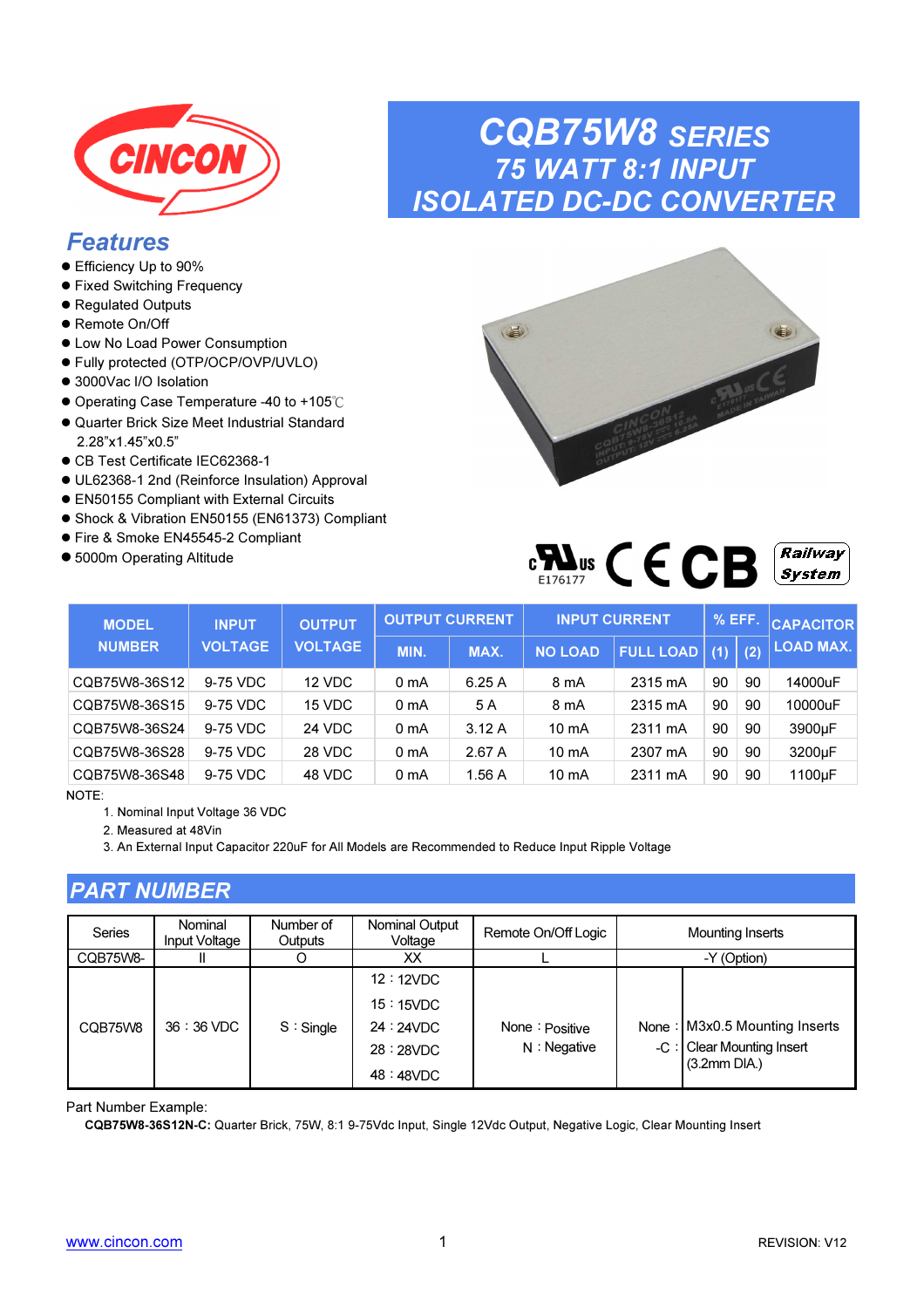# CQB75W8 SERIES
## 75 WATT 8:1 INPUT
## ISOLATED DC-DC CONVERTER

## Features

- Efficiency Up to 90%
- Fixed Switching Frequency
- Regulated Outputs
- Remote On/Off
- Low No Load Power Consumption
- Fully protected (OTP/OCP/OVP/UVLO)
- 3000Vac I/O Isolation
- Operating Case Temperature -40 to +105℃
- Quarter Brick Size Meet Industrial Standard 2.28"x1.45"x0.5"
- CB Test Certificate IEC62368-1
- UL62368-1 2nd (Reinforce Insulation) Approval
- EN50155 Compliant with External Circuits
- Shock & Vibration EN50155 (EN61373) Compliant
- Fire & Smoke EN45545-2 Compliant
- 5000m Operating Altitude

E176177

| MODEL NUMBER | INPUT VOLTAGE | OUTPUT VOLTAGE | OUTPUT CURRENT | | INPUT CURRENT | | % EFF. | | CAPACITOR LOAD MAX. |
|---|---|---|---|---|---|---|---|---|---|
| | | | MIN. | MAX. | NO LOAD | FULL LOAD | (1) | (2) | |
| CQB75W8-36S12 | 9-75 VDC | 12 VDC | 0 mA | 6.25 A | 8 mA | 2315 mA | 90 | 90 | 14000uF |
| CQB75W8-36S15 | 9-75 VDC | 15 VDC | 0 mA | 5 A | 8 mA | 2315 mA | 90 | 90 | 10000uF |
| CQB75W8-36S24 | 9-75 VDC | 24 VDC | 0 mA | 3.12 A | 10 mA | 2311 mA | 90 | 90 | 3900μF |
| CQB75W8-36S28 | 9-75 VDC | 28 VDC | 0 mA | 2.67 A | 10 mA | 2307 mA | 90 | 90 | 3200μF |
| CQB75W8-36S48 | 9-75 VDC | 48 VDC | 0 mA | 1.56 A | 10 mA | 2311 mA | 90 | 90 | 1100μF |

NOTE:

1. Nominal Input Voltage 36 VDC
2. Measured at 48Vin
3. An External Input Capacitor 220uF for All Models are Recommended to Reduce Input Ripple Voltage

## PART NUMBER

| Series | Nominal Input Voltage | Number of Outputs | Nominal Output Voltage | Remote On/Off Logic | Mounting Inserts |
|---|---|---|---|---|---|
| CQB75W8- | II | O | XX | L | -Y (Option) |
| CQB75W8 | 36 : 36 VDC | S : Single | 12 : 12VDC<br>15 : 15VDC<br>24 : 24VDC<br>28 : 28VDC<br>48 : 48VDC | None : Positive<br>N : Negative | None : M3x0.5 Mounting Inserts<br>-C : Clear Mounting Insert (3.2mm DIA.) |

Part Number Example:

**CQB75W8-36S12N-C:** Quarter Brick, 75W, 8:1 9-75Vdc Input, Single 12Vdc Output, Negative Logic, Clear Mounting Insert

www.cincon.com

REVISION: V12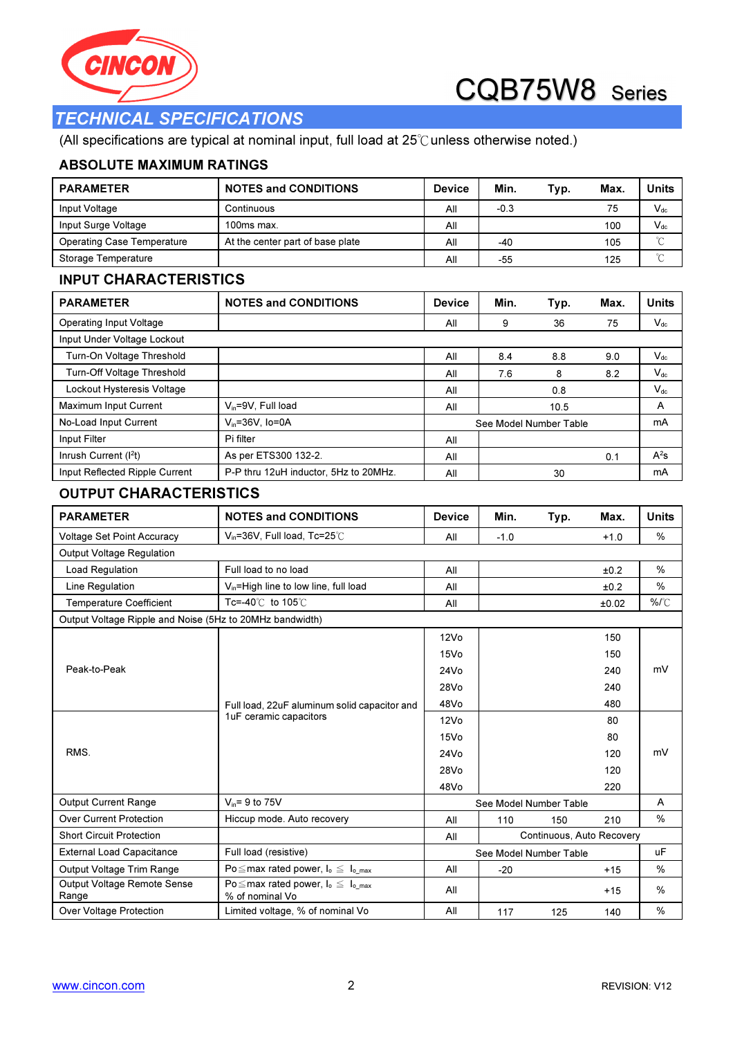# CQB75W8 Series

## TECHNICAL SPECIFICATIONS

(All specifications are typical at nominal input, full load at 25℃ unless otherwise noted.)

### ABSOLUTE MAXIMUM RATINGS

| PARAMETER | NOTES and CONDITIONS | Device | Min. | Typ. | Max. | Units |
|---|---|---|---|---|---|---|
| Input Voltage | Continuous | All | -0.3 | | 75 | $V_{dc}$ |
| Input Surge Voltage | 100ms max. | All | | | 100 | $V_{dc}$ |
| Operating Case Temperature | At the center part of base plate | All | -40 | | 105 | ℃ |
| Storage Temperature | | All | -55 | | 125 | ℃ |

### INPUT CHARACTERISTICS

| PARAMETER | NOTES and CONDITIONS | Device | Min. | Typ. | Max. | Units |
|---|---|---|---|---|---|---|
| Operating Input Voltage | | All | 9 | 36 | 75 | $V_{dc}$ |
| Input Under Voltage Lockout | | | | | | |
| Turn-On Voltage Threshold | | All | 8.4 | 8.8 | 9.0 | $V_{dc}$ |
| Turn-Off Voltage Threshold | | All | 7.6 | 8 | 8.2 | $V_{dc}$ |
| Lockout Hysteresis Voltage | | All | | 0.8 | | $V_{dc}$ |
| Maximum Input Current | $V_{in}$=9V, Full load | All | | 10.5 | | A |
| No-Load Input Current | $V_{in}$=36V, Io=0A | See Model Number Table | | | | mA |
| Input Filter | Pi filter | All | | | | |
| Inrush Current ($I^2t$) | As per ETS300 132-2. | All | | | 0.1 | $A^2s$ |
| Input Reflected Ripple Current | P-P thru 12uH inductor, 5Hz to 20MHz. | All | | 30 | | mA |

### OUTPUT CHARACTERISTICS

| PARAMETER | NOTES and CONDITIONS | Device | Min. | Typ. | Max. | Units |
|---|---|---|---|---|---|---|
| Voltage Set Point Accuracy | $V_{in}$=36V, Full load, Tc=25℃ | All | -1.0 | | +1.0 | % |
| Output Voltage Regulation | | | | | | |
| Load Regulation | Full load to no load | All | | | ±0.2 | % |
| Line Regulation | $V_{in}$=High line to low line, full load | All | | | ±0.2 | % |
| Temperature Coefficient | Tc=-40℃ to 105℃ | All | | | ±0.02 | %/℃ |
| Output Voltage Ripple and Noise (5Hz to 20MHz bandwidth) | | | | | | |
| Peak-to-Peak | Full load, 22uF aluminum solid capacitor and 1uF ceramic capacitors | 12Vo | | | 150 | mV |
| | | 15Vo | | | 150 | mV |
| | | 24Vo | | | 240 | mV |
| | | 28Vo | | | 240 | mV |
| | | 48Vo | | | 480 | mV |
| RMS. | | 12Vo | | | 80 | mV |
| | | 15Vo | | | 80 | mV |
| | | 24Vo | | | 120 | mV |
| | | 28Vo | | | 120 | mV |
| | | 48Vo | | | 220 | mV |
| Output Current Range | $V_{in}$= 9 to 75V | See Model Number Table | | | | A |
| Over Current Protection | Hiccup mode. Auto recovery | All | 110 | 150 | 210 | % |
| Short Circuit Protection | | All | Continuous, Auto Recovery | | | |
| External Load Capacitance | Full load (resistive) | See Model Number Table | | | | uF |
| Output Voltage Trim Range | Po≦max rated power, $I_o \leq I_{o\_max}$ | All | -20 | | +15 | % |
| Output Voltage Remote Sense Range | Po≦max rated power, $I_o \leq I_{o\_max}$ % of nominal Vo | All | | | +15 | % |
| Over Voltage Protection | Limited voltage, % of nominal Vo | All | 117 | 125 | 140 | % |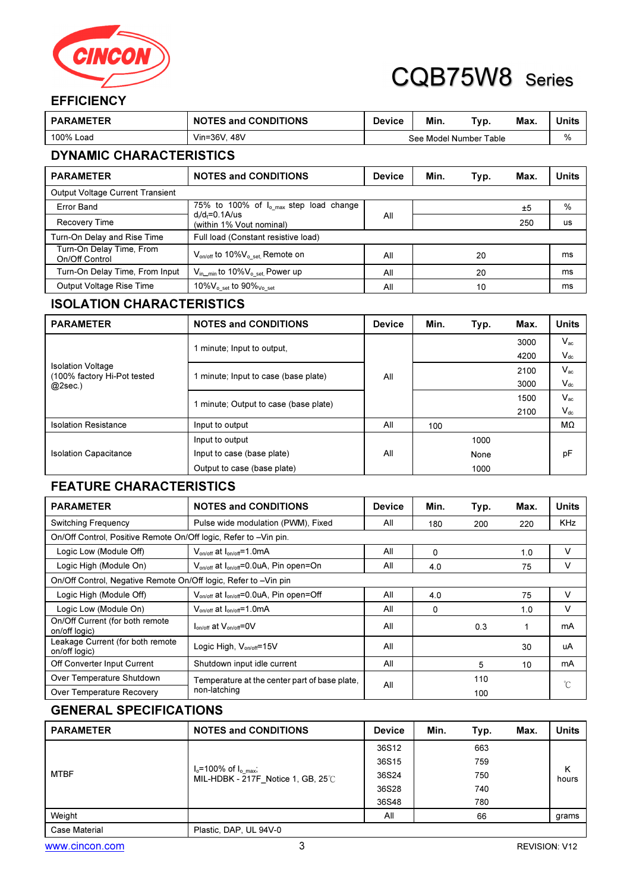# CQB75W8 Series

## EFFICIENCY

| PARAMETER | NOTES and CONDITIONS | Device | Min. | Typ. | Max. | Units |
|---|---|---|---|---|---|---|
| 100% Load | Vin=36V, 48V | See Model Number Table | | | | % |

## DYNAMIC CHARACTERISTICS

| PARAMETER | NOTES and CONDITIONS | Device | Min. | Typ. | Max. | Units |
|---|---|---|---|---|---|---|
| Output Voltage Current Transient | | | | | | |
| Error Band | 75% to 100% of $I_{o\_max}$ step load change $d_i/d_t$=0.1A/us (within 1% Vout nominal) | All | | | ±5 | % |
| Recovery Time | | | | | 250 | us |
| Turn-On Delay and Rise Time | Full load (Constant resistive load) | | | | | |
| Turn-On Delay Time, From On/Off Control | $V_{on/off}$ to 10%$V_{o\_set}$, Remote on | All | | 20 | | ms |
| Turn-On Delay Time, From Input | $V_{in\_min}$ to 10%$V_{o\_set}$, Power up | All | | 20 | | ms |
| Output Voltage Rise Time | 10%$V_{o\_set}$ to 90%$V_{o\_set}$ | All | | 10 | | ms |

## ISOLATION CHARACTERISTICS

| PARAMETER | NOTES and CONDITIONS | Device | Min. | Typ. | Max. | Units |
|---|---|---|---|---|---|---|
| Isolation Voltage (100% factory Hi-Pot tested @2sec.) | 1 minute; Input to output, | All | | | 3000 | $V_{ac}$ |
| | | | | | 4200 | $V_{dc}$ |
| | 1 minute; Input to case (base plate) | | | | 2100 | $V_{ac}$ |
| | | | | | 3000 | $V_{dc}$ |
| | 1 minute; Output to case (base plate) | | | | 1500 | $V_{ac}$ |
| | | | | | 2100 | $V_{dc}$ |
| Isolation Resistance | Input to output | All | 100 | | | MΩ |
| Isolation Capacitance | Input to output | All | | 1000 | | pF |
| | Input to case (base plate) | | | None | | |
| | Output to case (base plate) | | | 1000 | | |

## FEATURE CHARACTERISTICS

| PARAMETER | NOTES and CONDITIONS | Device | Min. | Typ. | Max. | Units |
|---|---|---|---|---|---|---|
| Switching Frequency | Pulse wide modulation (PWM), Fixed | All | 180 | 200 | 220 | KHz |
| On/Off Control, Positive Remote On/Off logic, Refer to –Vin pin. | | | | | | |
| Logic Low (Module Off) | $V_{on/off}$ at $I_{on/off}$=1.0mA | All | 0 | | 1.0 | V |
| Logic High (Module On) | $V_{on/off}$ at $I_{on/off}$=0.0uA, Pin open=On | All | 4.0 | | 75 | V |
| On/Off Control, Negative Remote On/Off logic, Refer to –Vin pin | | | | | | |
| Logic High (Module Off) | $V_{on/off}$ at $I_{on/off}$=0.0uA, Pin open=Off | All | 4.0 | | 75 | V |
| Logic Low (Module On) | $V_{on/off}$ at $I_{on/off}$=1.0mA | All | 0 | | 1.0 | V |
| On/Off Current (for both remote on/off logic) | $I_{on/off}$ at $V_{on/off}$=0V | All | | 0.3 | 1 | mA |
| Leakage Current (for both remote on/off logic) | Logic High, $V_{on/off}$=15V | All | | | 30 | uA |
| Off Converter Input Current | Shutdown input idle current | All | | 5 | 10 | mA |
| Over Temperature Shutdown | Temperature at the center part of base plate, non-latching | All | | 110 | | ℃ |
| Over Temperature Recovery | | | | 100 | | |

## GENERAL SPECIFICATIONS

| PARAMETER | NOTES and CONDITIONS | Device | Min. | Typ. | Max. | Units |
|---|---|---|---|---|---|---|
| MTBF | $I_o$=100% of $I_{o\_max}$; MIL-HDBK - 217F_Notice 1, GB, 25℃ | 36S12 | | 663 | | K hours |
| | | 36S15 | | 759 | | |
| | | 36S24 | | 750 | | |
| | | 36S28 | | 740 | | |
| | | 36S48 | | 780 | | |
| Weight | | All | | 66 | | grams |
| Case Material | Plastic, DAP, UL 94V-0 | | | | | |

www.cincon.com REVISION: V12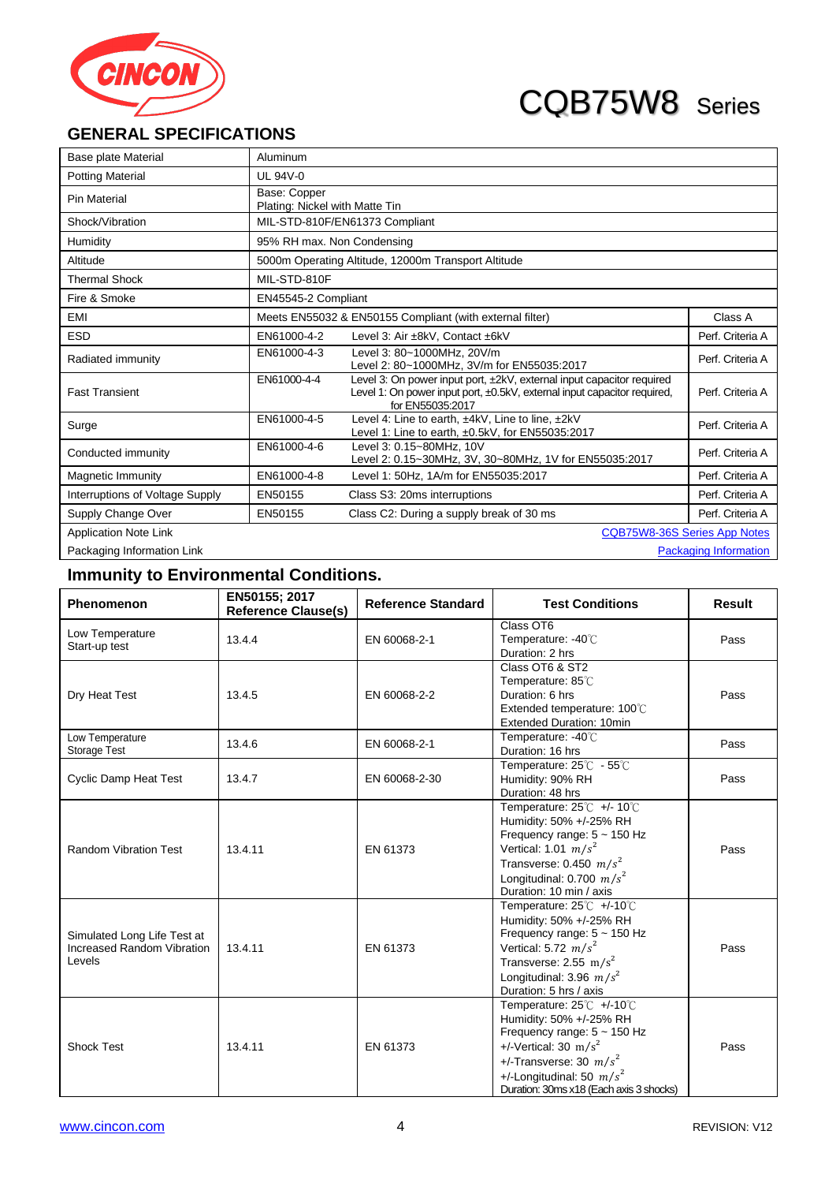# CQB75W8 Series

## GENERAL SPECIFICATIONS

| | | | |
|---|---|---|---|
| Base plate Material | Aluminum | | |
| Potting Material | UL 94V-0 | | |
| Pin Material | Base: Copper<br>Plating: Nickel with Matte Tin | | |
| Shock/Vibration | MIL-STD-810F/EN61373 Compliant | | |
| Humidity | 95% RH max. Non Condensing | | |
| Altitude | 5000m Operating Altitude, 12000m Transport Altitude | | |
| Thermal Shock | MIL-STD-810F | | |
| Fire & Smoke | EN45545-2 Compliant | | |
| EMI | Meets EN55032 & EN50155 Compliant (with external filter) | | Class A |
| ESD | EN61000-4-2 | Level 3: Air ±8kV, Contact ±6kV | Perf. Criteria A |
| Radiated immunity | EN61000-4-3 | Level 3: 80~1000MHz, 20V/m<br>Level 2: 80~1000MHz, 3V/m for EN55035:2017 | Perf. Criteria A |
| Fast Transient | EN61000-4-4 | Level 3: On power input port, ±2kV, external input capacitor required<br>Level 1: On power input port, ±0.5kV, external input capacitor required, for EN55035:2017 | Perf. Criteria A |
| Surge | EN61000-4-5 | Level 4: Line to earth, ±4kV, Line to line, ±2kV<br>Level 1: Line to earth, ±0.5kV, for EN55035:2017 | Perf. Criteria A |
| Conducted immunity | EN61000-4-6 | Level 3: 0.15~80MHz, 10V<br>Level 2: 0.15~30MHz, 3V, 30~80MHz, 1V for EN55035:2017 | Perf. Criteria A |
| Magnetic Immunity | EN61000-4-8 | Level 1: 50Hz, 1A/m for EN55035:2017 | Perf. Criteria A |
| Interruptions of Voltage Supply | EN50155 | Class S3: 20ms interruptions | Perf. Criteria A |
| Supply Change Over | EN50155 | Class C2: During a supply break of 30 ms | Perf. Criteria A |
| Application Note Link | | | CQB75W8-36S Series App Notes |
| Packaging Information Link | | | Packaging Information |

## Immunity to Environmental Conditions.

| Phenomenon | EN50155; 2017 Reference Clause(s) | Reference Standard | Test Conditions | Result |
|---|---|---|---|---|
| Low Temperature Start-up test | 13.4.4 | EN 60068-2-1 | Class OT6<br>Temperature: -40℃<br>Duration: 2 hrs | Pass |
| Dry Heat Test | 13.4.5 | EN 60068-2-2 | Class OT6 & ST2<br>Temperature: 85℃<br>Duration: 6 hrs<br>Extended temperature: 100℃<br>Extended Duration: 10min | Pass |
| Low Temperature Storage Test | 13.4.6 | EN 60068-2-1 | Temperature: -40℃<br>Duration: 16 hrs | Pass |
| Cyclic Damp Heat Test | 13.4.7 | EN 60068-2-30 | Temperature: 25℃ - 55℃<br>Humidity: 90% RH<br>Duration: 48 hrs | Pass |
| Random Vibration Test | 13.4.11 | EN 61373 | Temperature: 25℃ +/- 10℃<br>Humidity: 50% +/-25% RH<br>Frequency range: 5 ~ 150 Hz<br>Vertical: 1.01 $m/s^2$<br>Transverse: 0.450 $m/s^2$<br>Longitudinal: 0.700 $m/s^2$<br>Duration: 10 min / axis | Pass |
| Simulated Long Life Test at Increased Random Vibration Levels | 13.4.11 | EN 61373 | Temperature: 25℃ +/-10℃<br>Humidity: 50% +/-25% RH<br>Frequency range: 5 ~ 150 Hz<br>Vertical: 5.72 $m/s^2$<br>Transverse: 2.55 $m/s^2$<br>Longitudinal: 3.96 $m/s^2$<br>Duration: 5 hrs / axis | Pass |
| Shock Test | 13.4.11 | EN 61373 | Temperature: 25℃ +/-10℃<br>Humidity: 50% +/-25% RH<br>Frequency range: 5 ~ 150 Hz<br>+/-Vertical: 30 $m/s^2$<br>+/-Transverse: 30 $m/s^2$<br>+/-Longitudinal: 50 $m/s^2$<br>Duration: 30ms x18 (Each axis 3 shocks) | Pass |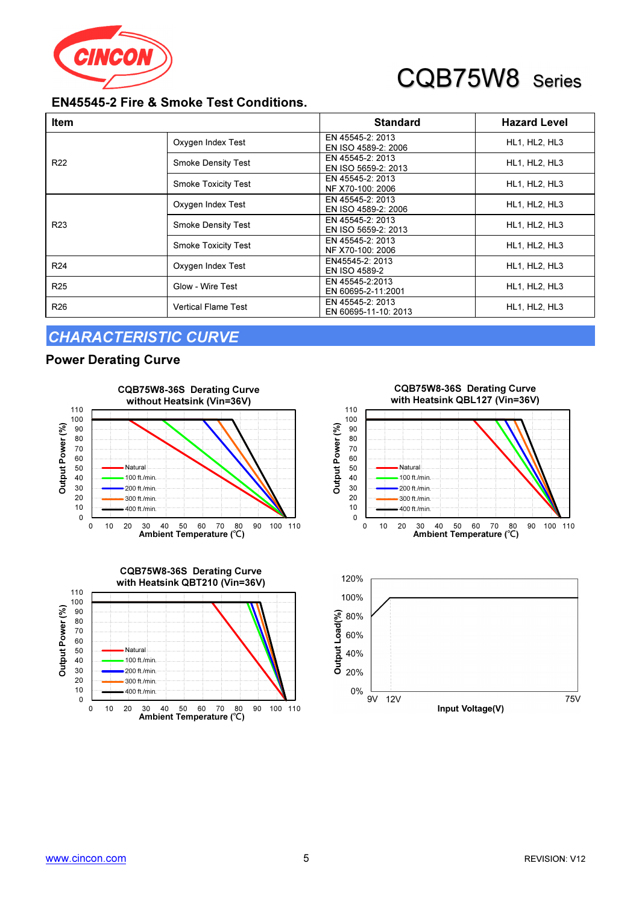## EN45545-2 Fire & Smoke Test Conditions.

| Item | | Standard | Hazard Level |
|---|---|---|---|
| R22 | Oxygen Index Test | EN 45545-2: 2013<br>EN ISO 4589-2: 2006 | HL1, HL2, HL3 |
| | Smoke Density Test | EN 45545-2: 2013<br>EN ISO 5659-2: 2013 | HL1, HL2, HL3 |
| | Smoke Toxicity Test | EN 45545-2: 2013<br>NF X70-100: 2006 | HL1, HL2, HL3 |
| R23 | Oxygen Index Test | EN 45545-2: 2013<br>EN ISO 4589-2: 2006 | HL1, HL2, HL3 |
| | Smoke Density Test | EN 45545-2: 2013<br>EN ISO 5659-2: 2013 | HL1, HL2, HL3 |
| | Smoke Toxicity Test | EN 45545-2: 2013<br>NF X70-100: 2006 | HL1, HL2, HL3 |
| R24 | Oxygen Index Test | EN45545-2: 2013<br>EN ISO 4589-2 | HL1, HL2, HL3 |
| R25 | Glow - Wire Test | EN 45545-2:2013<br>EN 60695-2-11:2001 | HL1, HL2, HL3 |
| R26 | Vertical Flame Test | EN 45545-2: 2013<br>EN 60695-11-10: 2013 | HL1, HL2, HL3 |

## CHARACTERISTIC CURVE

### Power Derating Curve

CQB75W8-36S Derating Curve without Heatsink (Vin=36V)

CQB75W8-36S Derating Curve with Heatsink QBL127 (Vin=36V)

CQB75W8-36S Derating Curve with Heatsink QBT210 (Vin=36V)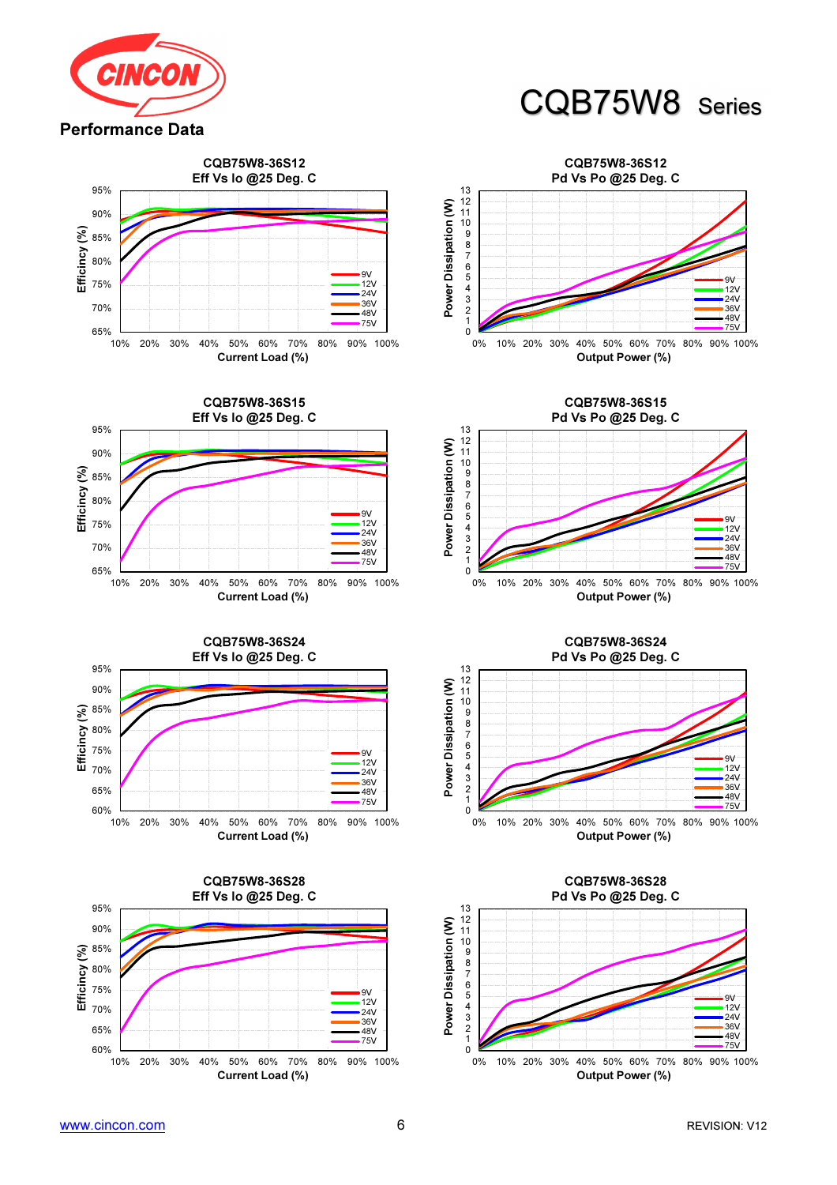# CQB75W8 Series

## Performance Data

**CQB75W8-36S12**
**Eff Vs Io @25 Deg. C**

Efficincy (%) vs Current Load (%) — curves: 9V, 12V, 24V, 36V, 48V, 75V

**CQB75W8-36S12**
**Pd Vs Po @25 Deg. C**

Power Dissipation (W) vs Output Power (%) — curves: 9V, 12V, 24V, 36V, 48V, 75V

**CQB75W8-36S15**
**Eff Vs Io @25 Deg. C**

Efficincy (%) vs Current Load (%) — curves: 9V, 12V, 24V, 36V, 48V, 75V

**CQB75W8-36S15**
**Pd Vs Po @25 Deg. C**

Power Dissipation (W) vs Output Power (%) — curves: 9V, 12V, 24V, 36V, 48V, 75V

**CQB75W8-36S24**
**Eff Vs Io @25 Deg. C**

Efficincy (%) vs Current Load (%) — curves: 9V, 12V, 24V, 36V, 48V, 75V

**CQB75W8-36S24**
**Pd Vs Po @25 Deg. C**

Power Dissipation (W) vs Output Power (%) — curves: 9V, 12V, 24V, 36V, 48V, 75V

**CQB75W8-36S28**
**Eff Vs Io @25 Deg. C**

Efficincy (%) vs Current Load (%) — curves: 9V, 12V, 24V, 36V, 48V, 75V

**CQB75W8-36S28**
**Pd Vs Po @25 Deg. C**

Power Dissipation (W) vs Output Power (%) — curves: 9V, 12V, 24V, 36V, 48V, 75V

www.cincon.com REVISION: V12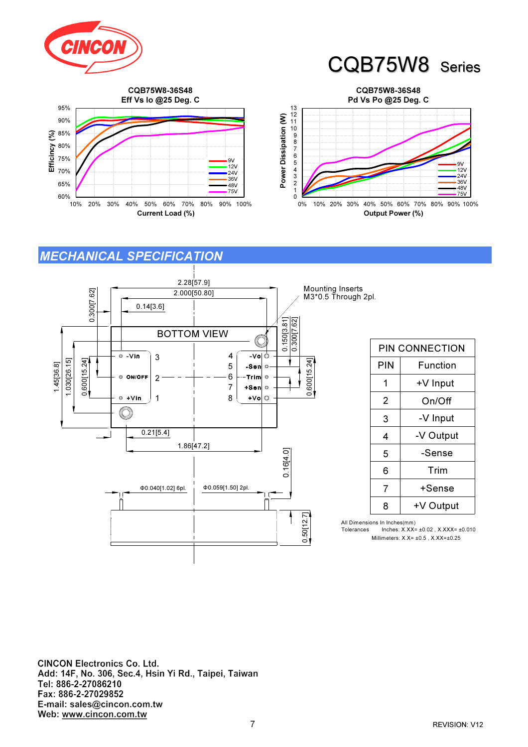CINCON

# CQB75W8 Series

CQB75W8-36S48
Eff Vs Io @25 Deg. C

Efficincy (%)
95%
90%
85%
80%
75%
70%
65%
60%
10% 20% 30% 40% 50% 60% 70% 80% 90% 100%
Current Load (%)
9V
12V
24V
36V
48V
75V

CQB75W8-36S48
Pd Vs Po @25 Deg. C

Power Dissipation (W)
13
12
11
10
9
8
7
6
5
4
3
2
1
0
0% 10% 20% 30% 40% 50% 60% 70% 80% 90% 100%
Output Power (%)
9V
12V
24V
36V
48V
75V

## MECHANICAL SPECIFICATION

BOTTOM VIEW

2.28[57.9]
2.000[50.80]
0.14[3.6]
0.300[7.62]
Mounting Inserts
M3*0.5 Through 2pl.
0.150[3.81]
0.300[7.62]
1.45[36.8]
1.030[26.15]
0.600[15.24]
0.600[15.24]
-Vin 3
ON/OFF 2
+Vin 1
4 -Vo
5 -Sen
6 Trim
7 +Sen
8 +Vo
0.21[5.4]
1.86[47.2]
0.16[4.0]
Φ0.040[1.02] 6pl.
Φ0.059[1.50] 2pl.
0.50[12.7]

| PIN CONNECTION | |
|---|---|
| PIN | Function |
| 1 | +V Input |
| 2 | On/Off |
| 3 | -V Input |
| 4 | -V Output |
| 5 | -Sense |
| 6 | Trim |
| 7 | +Sense |
| 8 | +V Output |

All Dimensions In Inches(mm)
Tolerances Inches: X.XX= ±0.02 , X.XXX= ±0.010
Millimeters: X.X= ±0.5 , X.XX=±0.25

CINCON Electronics Co. Ltd.
Add: 14F, No. 306, Sec.4, Hsin Yi Rd., Taipei, Taiwan
Tel: 886-2-27086210
Fax: 886-2-27029852
E-mail: sales@cincon.com.tw
Web: www.cincon.com.tw

REVISION: V12